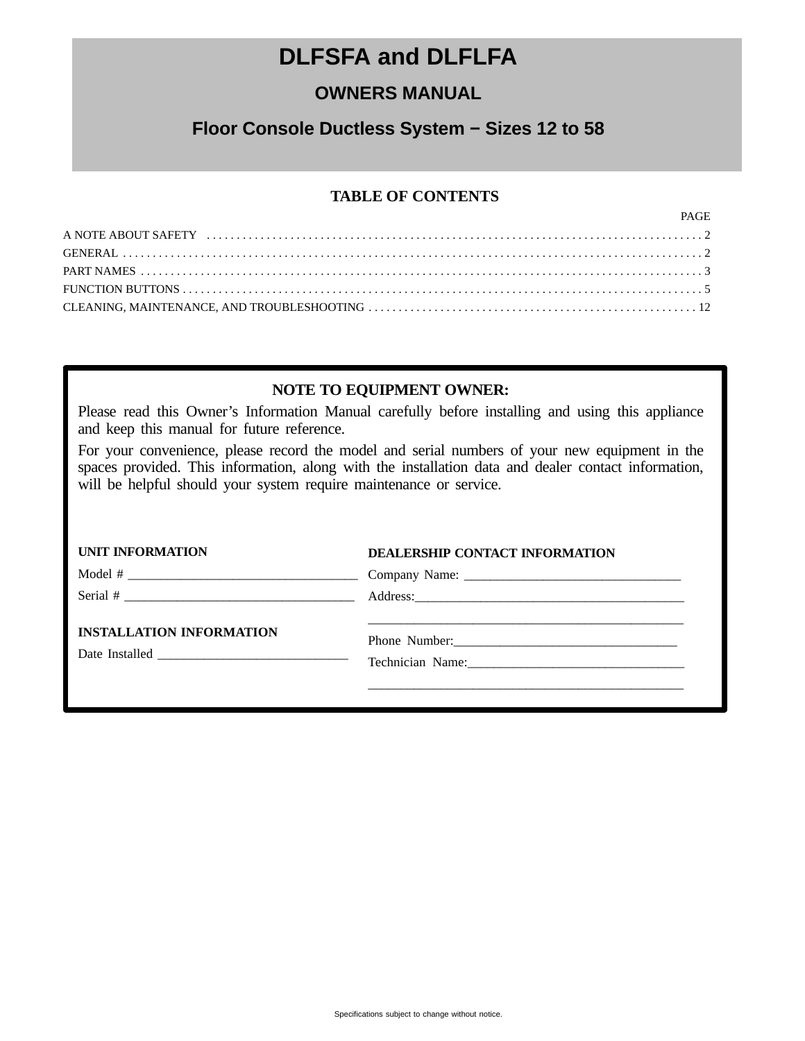# DLFSFA and DLFLFA

## OWNERS MANUAL

## Floor Console Ductless System − Sizes 12 to 58

### TABLE OF CONTENTS

| | PAGE |
|---|---|
| A NOTE ABOUT SAFETY | 2 |
| GENERAL | 2 |
| PART NAMES | 3 |
| FUNCTION BUTTONS | 5 |
| CLEANING, MAINTENANCE, AND TROUBLESHOOTING | 12 |

### NOTE TO EQUIPMENT OWNER:

Please read this Owner’s Information Manual carefully before installing and using this appliance and keep this manual for future reference.

For your convenience, please record the model and serial numbers of your new equipment in the spaces provided. This information, along with the installation data and dealer contact information, will be helpful should your system require maintenance or service.

**UNIT INFORMATION**

Model # ___________________________________

Serial # ___________________________________

**INSTALLATION INFORMATION**

Date Installed _____________________________

**DEALERSHIP CONTACT INFORMATION**

Company Name: _________________________________

Address:__________________________________________

_________________________________________________

Phone Number:__________________________________

Technician Name:________________________________

_________________________________________________

Specifications subject to change without notice.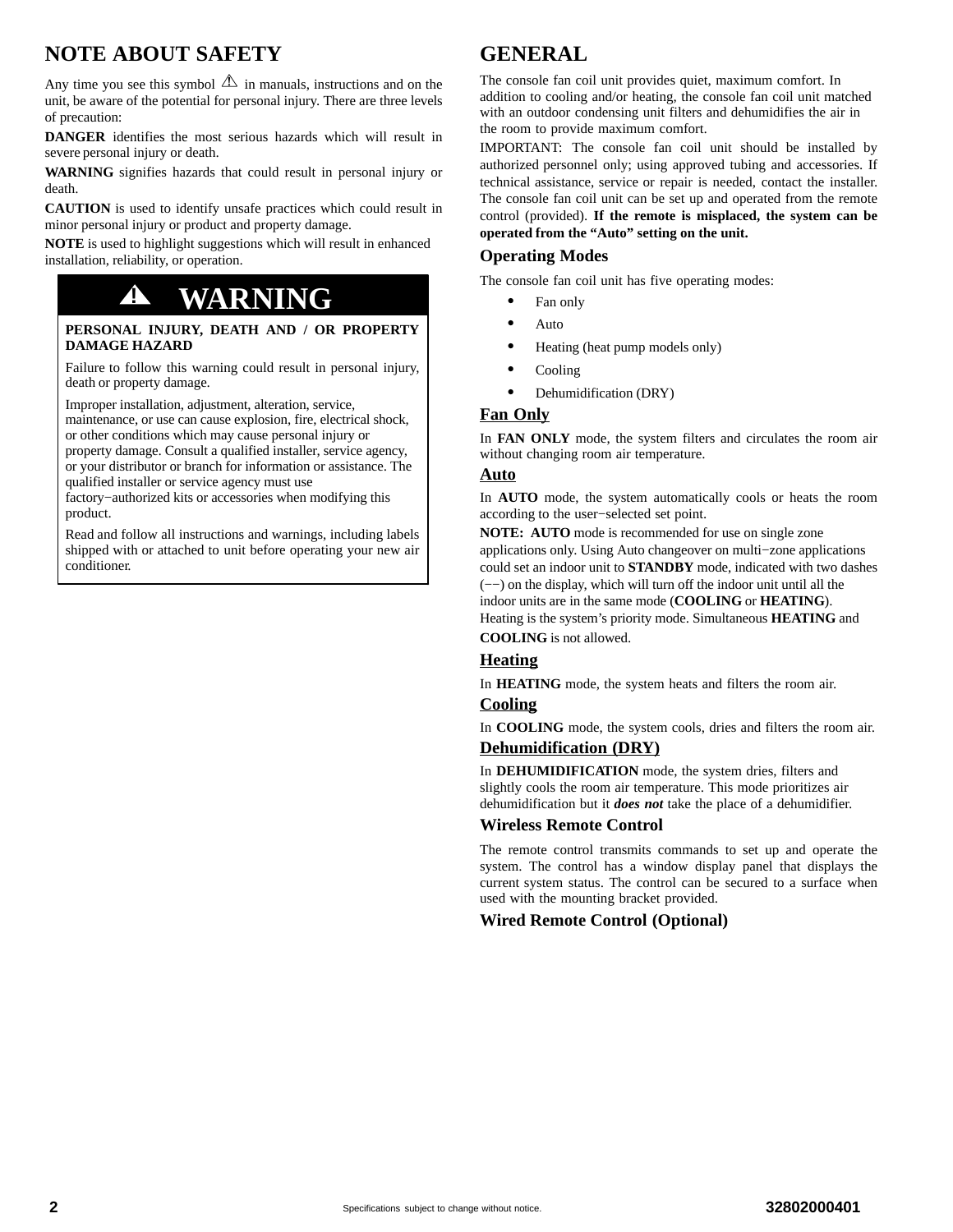## NOTE ABOUT SAFETY

Any time you see this symbol ⚠ in manuals, instructions and on the unit, be aware of the potential for personal injury. There are three levels of precaution:

**DANGER** identifies the most serious hazards which will result in severe personal injury or death.

**WARNING** signifies hazards that could result in personal injury or death.

**CAUTION** is used to identify unsafe practices which could result in minor personal injury or product and property damage.

**NOTE** is used to highlight suggestions which will result in enhanced installation, reliability, or operation.

> ### ⚠ WARNING
>
> **PERSONAL INJURY, DEATH AND / OR PROPERTY DAMAGE HAZARD**
>
> Failure to follow this warning could result in personal injury, death or property damage.
>
> Improper installation, adjustment, alteration, service, maintenance, or use can cause explosion, fire, electrical shock, or other conditions which may cause personal injury or property damage. Consult a qualified installer, service agency, or your distributor or branch for information or assistance. The qualified installer or service agency must use factory−authorized kits or accessories when modifying this product.
>
> Read and follow all instructions and warnings, including labels shipped with or attached to unit before operating your new air conditioner.

## GENERAL

The console fan coil unit provides quiet, maximum comfort. In addition to cooling and/or heating, the console fan coil unit matched with an outdoor condensing unit filters and dehumidifies the air in the room to provide maximum comfort.

IMPORTANT: The console fan coil unit should be installed by authorized personnel only; using approved tubing and accessories. If technical assistance, service or repair is needed, contact the installer. The console fan coil unit can be set up and operated from the remote control (provided). **If the remote is misplaced, the system can be operated from the "Auto" setting on the unit.**

### Operating Modes

The console fan coil unit has five operating modes:

- Fan only
- Auto
- Heating (heat pump models only)
- Cooling
- Dehumidification (DRY)

#### Fan Only

In **FAN ONLY** mode, the system filters and circulates the room air without changing room air temperature.

#### Auto

In **AUTO** mode, the system automatically cools or heats the room according to the user−selected set point.

**NOTE: AUTO** mode is recommended for use on single zone applications only. Using Auto changeover on multi−zone applications could set an indoor unit to **STANDBY** mode, indicated with two dashes (−−) on the display, which will turn off the indoor unit until all the indoor units are in the same mode (**COOLING** or **HEATING**). Heating is the system's priority mode. Simultaneous **HEATING** and **COOLING** is not allowed.

#### Heating

In **HEATING** mode, the system heats and filters the room air.

#### Cooling

In **COOLING** mode, the system cools, dries and filters the room air.

#### Dehumidification (DRY)

In **DEHUMIDIFICATION** mode, the system dries, filters and slightly cools the room air temperature. This mode prioritizes air dehumidification but it ***does not*** take the place of a dehumidifier.

### Wireless Remote Control

The remote control transmits commands to set up and operate the system. The control has a window display panel that displays the current system status. The control can be secured to a surface when used with the mounting bracket provided.

### Wired Remote Control (Optional)

Specifications subject to change without notice.

32802000401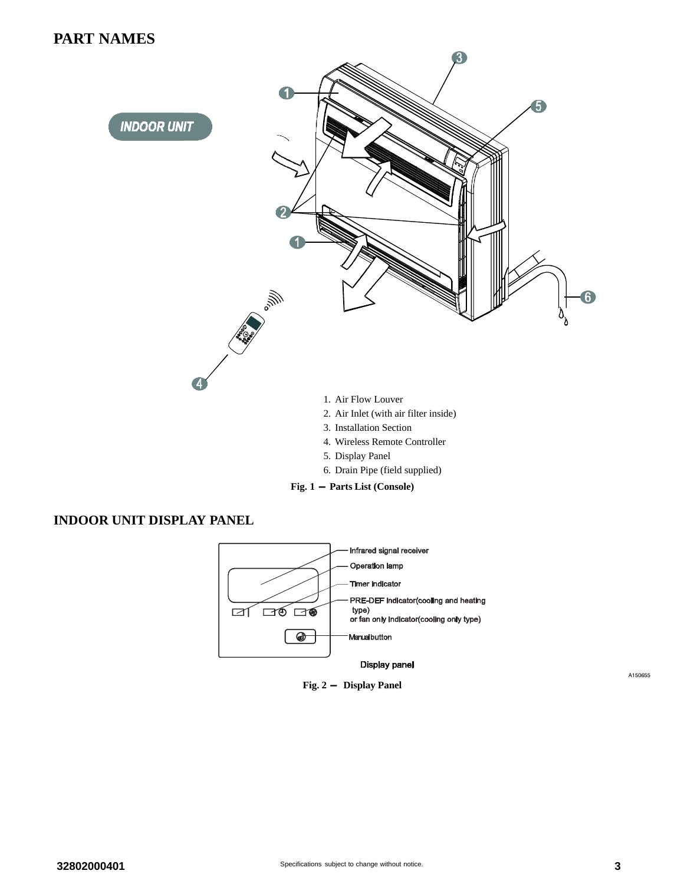## PART NAMES

INDOOR UNIT

1. Air Flow Louver
2. Air Inlet (with air filter inside)
3. Installation Section
4. Wireless Remote Controller
5. Display Panel
6. Drain Pipe (field supplied)

**Fig. 1 — Parts List (Console)**

## INDOOR UNIT DISPLAY PANEL

Infrared signal receiver

Operation lamp

Timer indicator

PRE-DEF indicator(cooling and heating type)
or fan only indicator(cooling only type)

Manual button

Display panel

A150655

**Fig. 2 — Display Panel**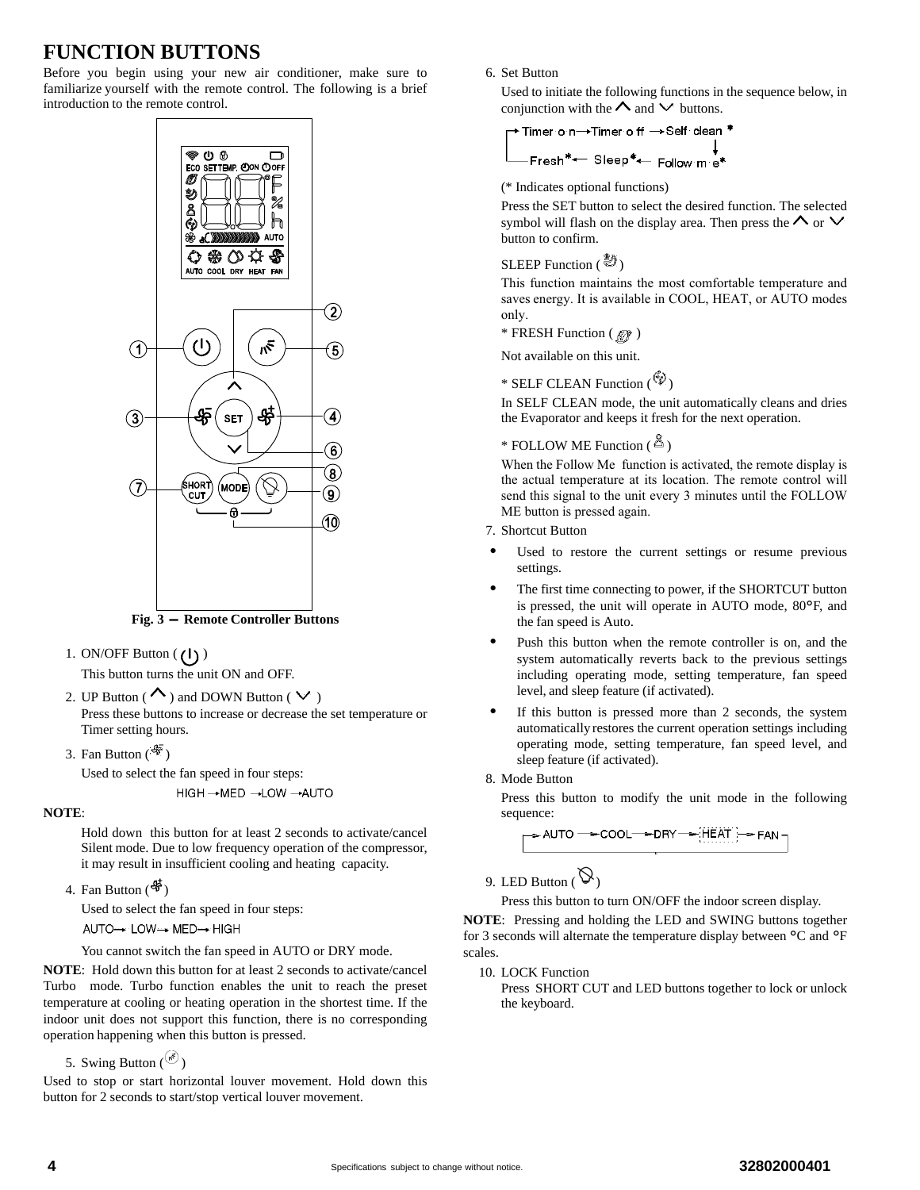# FUNCTION BUTTONS

Before you begin using your new air conditioner, make sure to familiarize yourself with the remote control. The following is a brief introduction to the remote control.

**Fig. 3 – Remote Controller Buttons**

1. ON/OFF Button ( )

   This button turns the unit ON and OFF.

2. UP Button ( ) and DOWN Button ( )

   Press these buttons to increase or decrease the set temperature or Timer setting hours.

3. Fan Button ( )

   Used to select the fan speed in four steps:

   HIGH →MED →LOW →AUTO

**NOTE**:

Hold down this button for at least 2 seconds to activate/cancel Silent mode. Due to low frequency operation of the compressor, it may result in insufficient cooling and heating capacity.

4. Fan Button ( )

   Used to select the fan speed in four steps:

   AUTO→ LOW→ MED→ HIGH

   You cannot switch the fan speed in AUTO or DRY mode.

**NOTE**: Hold down this button for at least 2 seconds to activate/cancel Turbo mode. Turbo function enables the unit to reach the preset temperature at cooling or heating operation in the shortest time. If the indoor unit does not support this function, there is no corresponding operation happening when this button is pressed.

5. Swing Button ( )

Used to stop or start horizontal louver movement. Hold down this button for 2 seconds to start/stop vertical louver movement.

6. Set Button

   Used to initiate the following functions in the sequence below, in conjunction with the and buttons.

   Timer on → Timer off → Self clean* → Follow me* → Sleep* → Fresh* →

   (* Indicates optional functions)

   Press the SET button to select the desired function. The selected symbol will flash on the display area. Then press the or button to confirm.

   SLEEP Function ( )

   This function maintains the most comfortable temperature and saves energy. It is available in COOL, HEAT, or AUTO modes only.

   * FRESH Function ( )

   Not available on this unit.

   * SELF CLEAN Function ( )

   In SELF CLEAN mode, the unit automatically cleans and dries the Evaporator and keeps it fresh for the next operation.

   * FOLLOW ME Function ( )

   When the Follow Me function is activated, the remote display is the actual temperature at its location. The remote control will send this signal to the unit every 3 minutes until the FOLLOW ME button is pressed again.

7. Shortcut Button

   - Used to restore the current settings or resume previous settings.
   - The first time connecting to power, if the SHORTCUT button is pressed, the unit will operate in AUTO mode, 80°F, and the fan speed is Auto.
   - Push this button when the remote controller is on, and the system automatically reverts back to the previous settings including operating mode, setting temperature, fan speed level, and sleep feature (if activated).
   - If this button is pressed more than 2 seconds, the system automatically restores the current operation settings including operating mode, setting temperature, fan speed level, and sleep feature (if activated).

8. Mode Button

   Press this button to modify the unit mode in the following sequence:

   → AUTO → COOL → DRY → HEAT → FAN →

9. LED Button ( )

   Press this button to turn ON/OFF the indoor screen display.

**NOTE**: Pressing and holding the LED and SWING buttons together for 3 seconds will alternate the temperature display between °C and °F scales.

10. LOCK Function

    Press SHORT CUT and LED buttons together to lock or unlock the keyboard.

Specifications subject to change without notice.

32802000401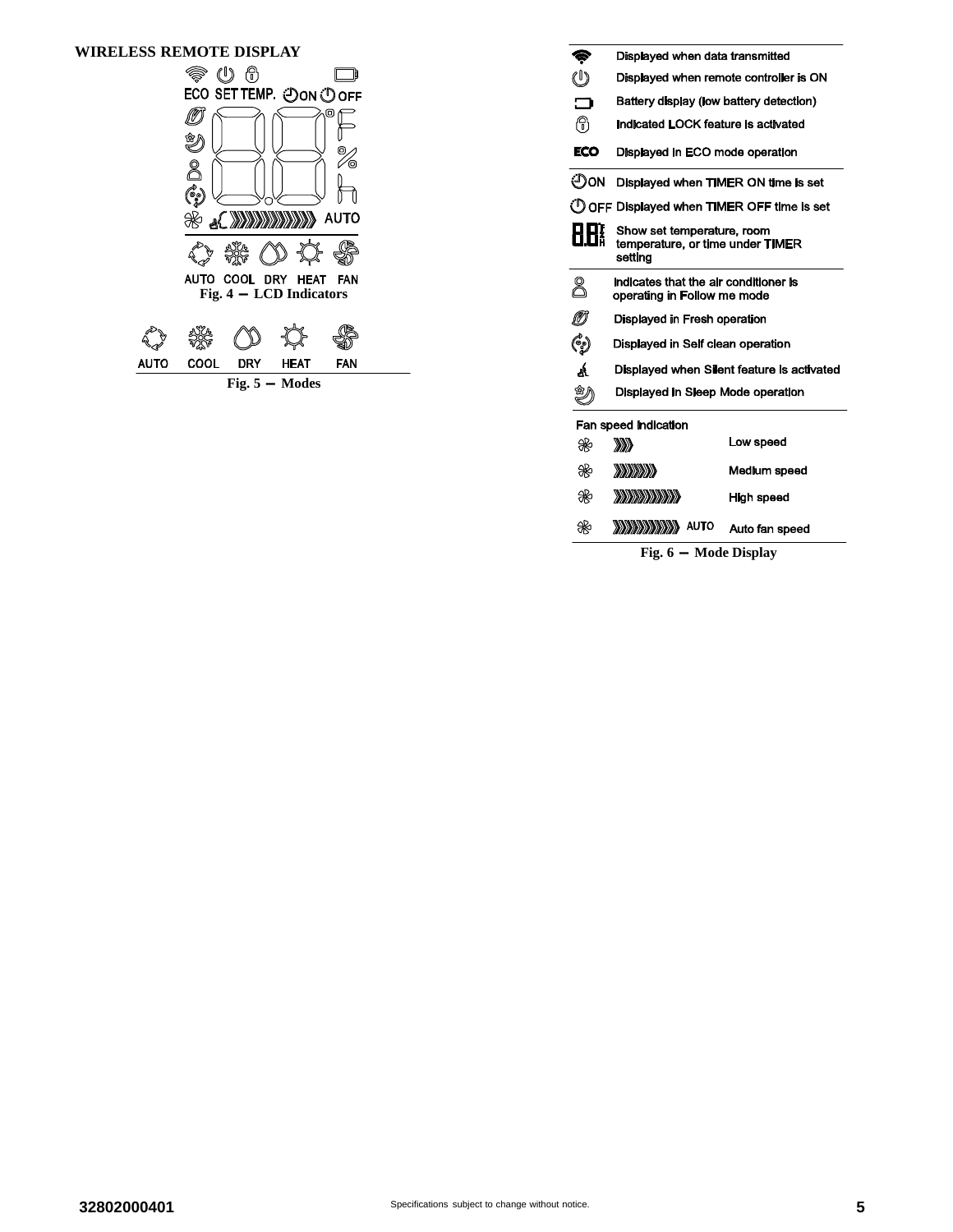## WIRELESS REMOTE DISPLAY

ECO SET TEMP. ON OFF

AUTO

AUTO COOL DRY HEAT FAN

Fig. 4 — LCD Indicators

AUTO COOL DRY HEAT FAN

Fig. 5 — Modes

| Icon | Description |
|---|---|
| (transmit) | Displayed when data transmitted |
| (power) | Displayed when remote controller is ON |
| (battery) | Battery display (low battery detection) |
| (lock) | Indicated LOCK feature is activated |
| ECO | Displayed in ECO mode operation |
| ON | Displayed when TIMER ON time is set |
| OFF | Displayed when TIMER OFF time is set |
| 88 | Show set temperature, room temperature, or time under TIMER setting |
| (person) | Indicates that the air conditioner is operating in Follow me mode |
| (leaf) | Displayed in Fresh operation |
| (self clean) | Displayed in Self clean operation |
| (silent) | Displayed when Silent feature is activated |
| (sleep) | Displayed in Sleep Mode operation |

Fan speed indication

| Icon | Bars | Speed |
|---|---|---|
| (fan) | ))) | Low speed |
| (fan) | )))))) | Medium speed |
| (fan) | ))))))))) | High speed |
| (fan) | ))))))))) AUTO | Auto fan speed |

Fig. 6 — Mode Display

32802000401 Specifications subject to change without notice.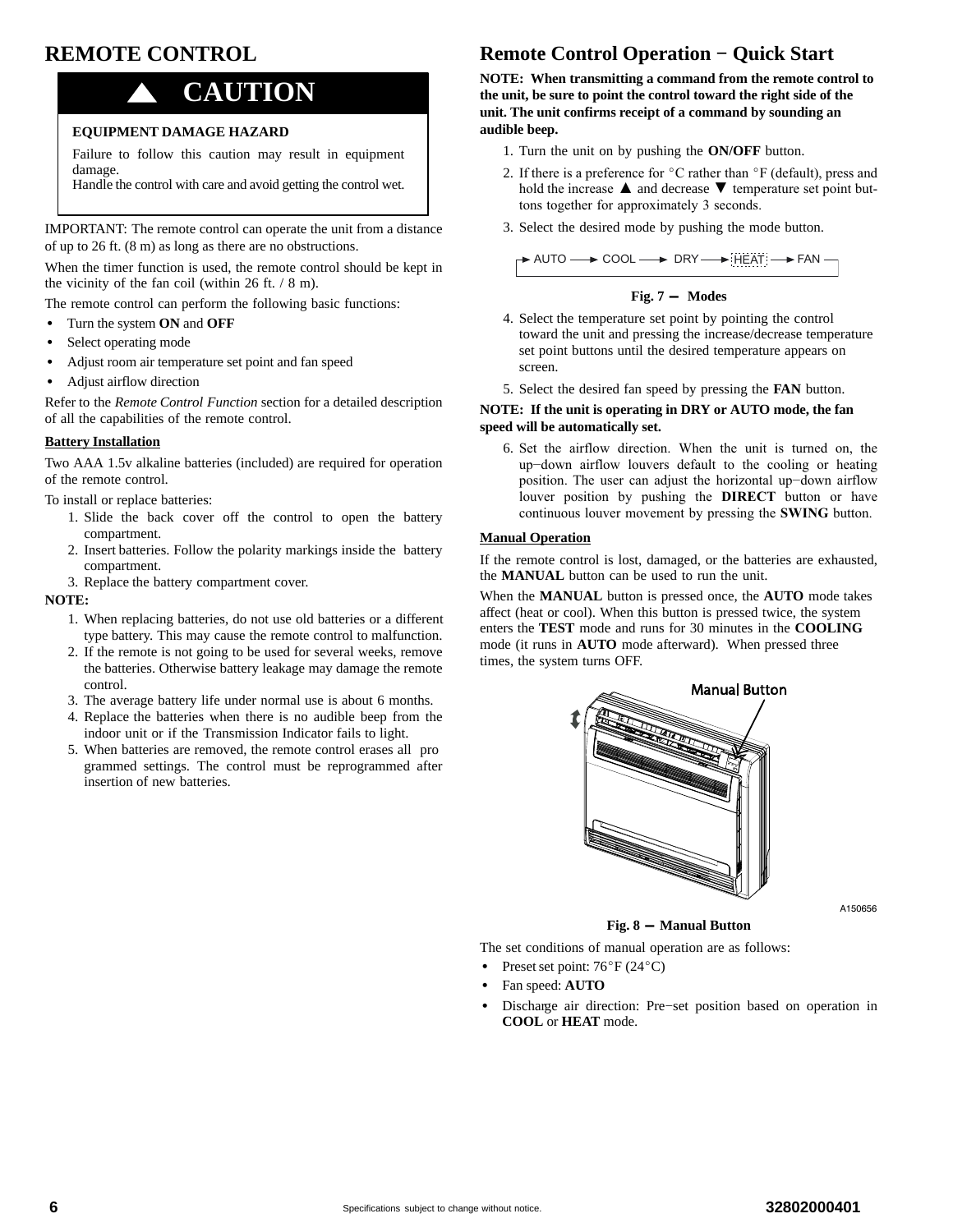## REMOTE CONTROL

**CAUTION**

**EQUIPMENT DAMAGE HAZARD**

Failure to follow this caution may result in equipment damage.
Handle the control with care and avoid getting the control wet.

IMPORTANT: The remote control can operate the unit from a distance of up to 26 ft. (8 m) as long as there are no obstructions.

When the timer function is used, the remote control should be kept in the vicinity of the fan coil (within 26 ft. / 8 m).

The remote control can perform the following basic functions:

- Turn the system **ON** and **OFF**
- Select operating mode
- Adjust room air temperature set point and fan speed
- Adjust airflow direction

Refer to the *Remote Control Function* section for a detailed description of all the capabilities of the remote control.

**Battery Installation**

Two AAA 1.5v alkaline batteries (included) are required for operation of the remote control.

To install or replace batteries:

1. Slide the back cover off the control to open the battery compartment.
2. Insert batteries. Follow the polarity markings inside the battery compartment.
3. Replace the battery compartment cover.

**NOTE:**

1. When replacing batteries, do not use old batteries or a different type battery. This may cause the remote control to malfunction.
2. If the remote is not going to be used for several weeks, remove the batteries. Otherwise battery leakage may damage the remote control.
3. The average battery life under normal use is about 6 months.
4. Replace the batteries when there is no audible beep from the indoor unit or if the Transmission Indicator fails to light.
5. When batteries are removed, the remote control erases all pro grammed settings. The control must be reprogrammed after insertion of new batteries.

## Remote Control Operation − Quick Start

**NOTE: When transmitting a command from the remote control to the unit, be sure to point the control toward the right side of the unit. The unit confirms receipt of a command by sounding an audible beep.**

1. Turn the unit on by pushing the **ON/OFF** button.
2. If there is a preference for °C rather than °F (default), press and hold the increase ▲ and decrease ▼ temperature set point buttons together for approximately 3 seconds.
3. Select the desired mode by pushing the mode button.

→ AUTO → COOL → DRY → HEAT → FAN

**Fig. 7 − Modes**

4. Select the temperature set point by pointing the control toward the unit and pressing the increase/decrease temperature set point buttons until the desired temperature appears on screen.
5. Select the desired fan speed by pressing the **FAN** button.

**NOTE: If the unit is operating in DRY or AUTO mode, the fan speed will be automatically set.**

6. Set the airflow direction. When the unit is turned on, the up−down airflow louvers default to the cooling or heating position. The user can adjust the horizontal up−down airflow louver position by pushing the **DIRECT** button or have continuous louver movement by pressing the **SWING** button.

**Manual Operation**

If the remote control is lost, damaged, or the batteries are exhausted, the **MANUAL** button can be used to run the unit.

When the **MANUAL** button is pressed once, the **AUTO** mode takes affect (heat or cool). When this button is pressed twice, the system enters the **TEST** mode and runs for 30 minutes in the **COOLING** mode (it runs in **AUTO** mode afterward). When pressed three times, the system turns OFF.

Manual Button

A150656

**Fig. 8 − Manual Button**

The set conditions of manual operation are as follows:

- Preset set point: 76°F (24°C)
- Fan speed: **AUTO**
- Discharge air direction: Pre−set position based on operation in **COOL** or **HEAT** mode.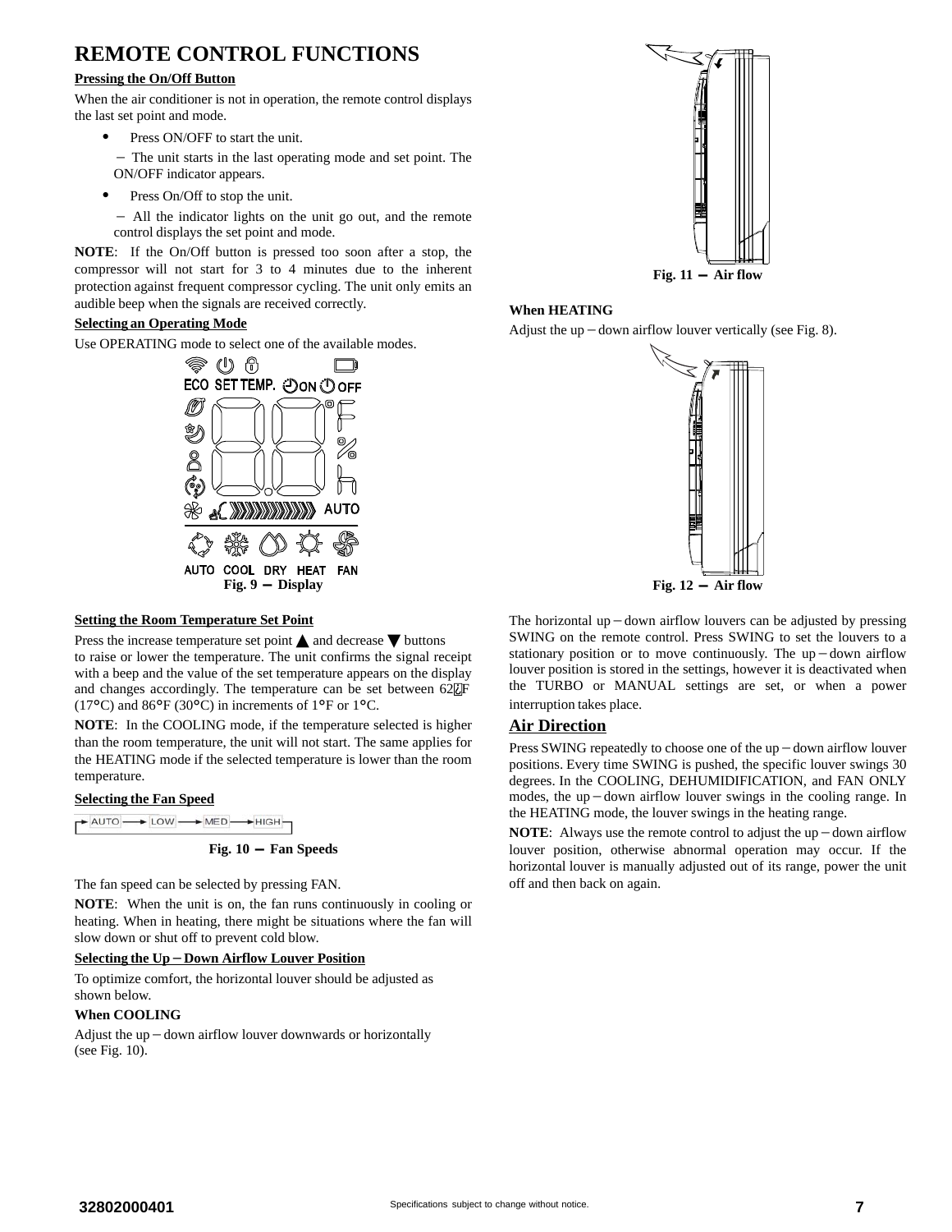# REMOTE CONTROL FUNCTIONS

**Pressing the On/Off Button**

When the air conditioner is not in operation, the remote control displays the last set point and mode.

- Press ON/OFF to start the unit.

  – The unit starts in the last operating mode and set point. The ON/OFF indicator appears.

- Press On/Off to stop the unit.

  – All the indicator lights on the unit go out, and the remote control displays the set point and mode.

**NOTE**: If the On/Off button is pressed too soon after a stop, the compressor will not start for 3 to 4 minutes due to the inherent protection against frequent compressor cycling. The unit only emits an audible beep when the signals are received correctly.

**Selecting an Operating Mode**

Use OPERATING mode to select one of the available modes.

**Fig. 9 – Display**

**Setting the Room Temperature Set Point**

Press the increase temperature set point ▲ and decrease ▼ buttons to raise or lower the temperature. The unit confirms the signal receipt with a beep and the value of the set temperature appears on the display and changes accordingly. The temperature can be set between 62°F (17°C) and 86°F (30°C) in increments of 1°F or 1°C.

**NOTE**: In the COOLING mode, if the temperature selected is higher than the room temperature, the unit will not start. The same applies for the HEATING mode if the selected temperature is lower than the room temperature.

**Selecting the Fan Speed**

AUTO → LOW → MED → HIGH

**Fig. 10 – Fan Speeds**

The fan speed can be selected by pressing FAN.

**NOTE**: When the unit is on, the fan runs continuously in cooling or heating. When in heating, there might be situations where the fan will slow down or shut off to prevent cold blow.

**Selecting the Up–Down Airflow Louver Position**

To optimize comfort, the horizontal louver should be adjusted as shown below.

**When COOLING**

Adjust the up–down airflow louver downwards or horizontally (see Fig. 10).

**Fig. 11 – Air flow**

**When HEATING**

Adjust the up–down airflow louver vertically (see Fig. 8).

**Fig. 12 – Air flow**

The horizontal up–down airflow louvers can be adjusted by pressing SWING on the remote control. Press SWING to set the louvers to a stationary position or to move continuously. The up–down airflow louver position is stored in the settings, however it is deactivated when the TURBO or MANUAL settings are set, or when a power interruption takes place.

## Air Direction

Press SWING repeatedly to choose one of the up–down airflow louver positions. Every time SWING is pushed, the specific louver swings 30 degrees. In the COOLING, DEHUMIDIFICATION, and FAN ONLY modes, the up–down airflow louver swings in the cooling range. In the HEATING mode, the louver swings in the heating range.

**NOTE**: Always use the remote control to adjust the up–down airflow louver position, otherwise abnormal operation may occur. If the horizontal louver is manually adjusted out of its range, power the unit off and then back on again.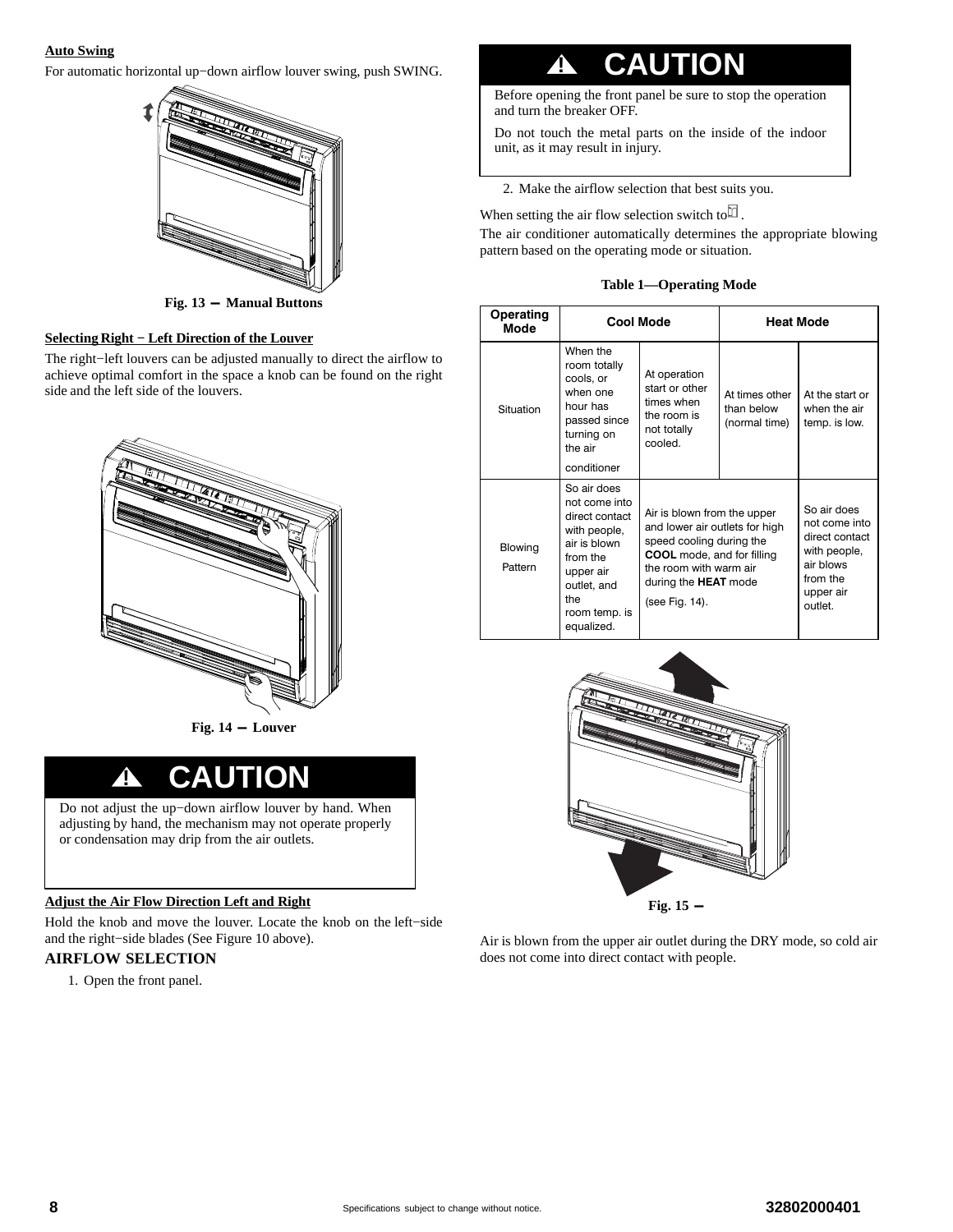**Auto Swing**

For automatic horizontal up−down airflow louver swing, push SWING.

Fig. 13 — Manual Buttons

**Selecting Right − Left Direction of the Louver**

The right−left louvers can be adjusted manually to direct the airflow to achieve optimal comfort in the space a knob can be found on the right side and the left side of the louvers.

Fig. 14 — Louver

**⚠ CAUTION**

Do not adjust the up−down airflow louver by hand. When adjusting by hand, the mechanism may not operate properly or condensation may drip from the air outlets.

**Adjust the Air Flow Direction Left and Right**

Hold the knob and move the louver. Locate the knob on the left−side and the right−side blades (See Figure 10 above).

## AIRFLOW SELECTION

1. Open the front panel.

**⚠ CAUTION**

Before opening the front panel be sure to stop the operation and turn the breaker OFF.

Do not touch the metal parts on the inside of the indoor unit, as it may result in injury.

2. Make the airflow selection that best suits you.

When setting the air flow selection switch to .

The air conditioner automatically determines the appropriate blowing pattern based on the operating mode or situation.

**Table 1—Operating Mode**

| Operating Mode | Cool Mode | | Heat Mode | |
|---|---|---|---|---|
| Situation | When the room totally cools, or when one hour has passed since turning on the air conditioner | At operation start or other times when the room is not totally cooled. | At times other than below (normal time) | At the start or when the air temp. is low. |
| Blowing Pattern | So air does not come into direct contact with people, air is blown from the upper air outlet, and the room temp. is equalized. | Air is blown from the upper and lower air outlets for high speed cooling during the **COOL** mode, and for filling the room with warm air during the **HEAT** mode (see Fig. 14). | | So air does not come into direct contact with people, air blows from the upper air outlet. |

Fig. 15 —

Air is blown from the upper air outlet during the DRY mode, so cold air does not come into direct contact with people.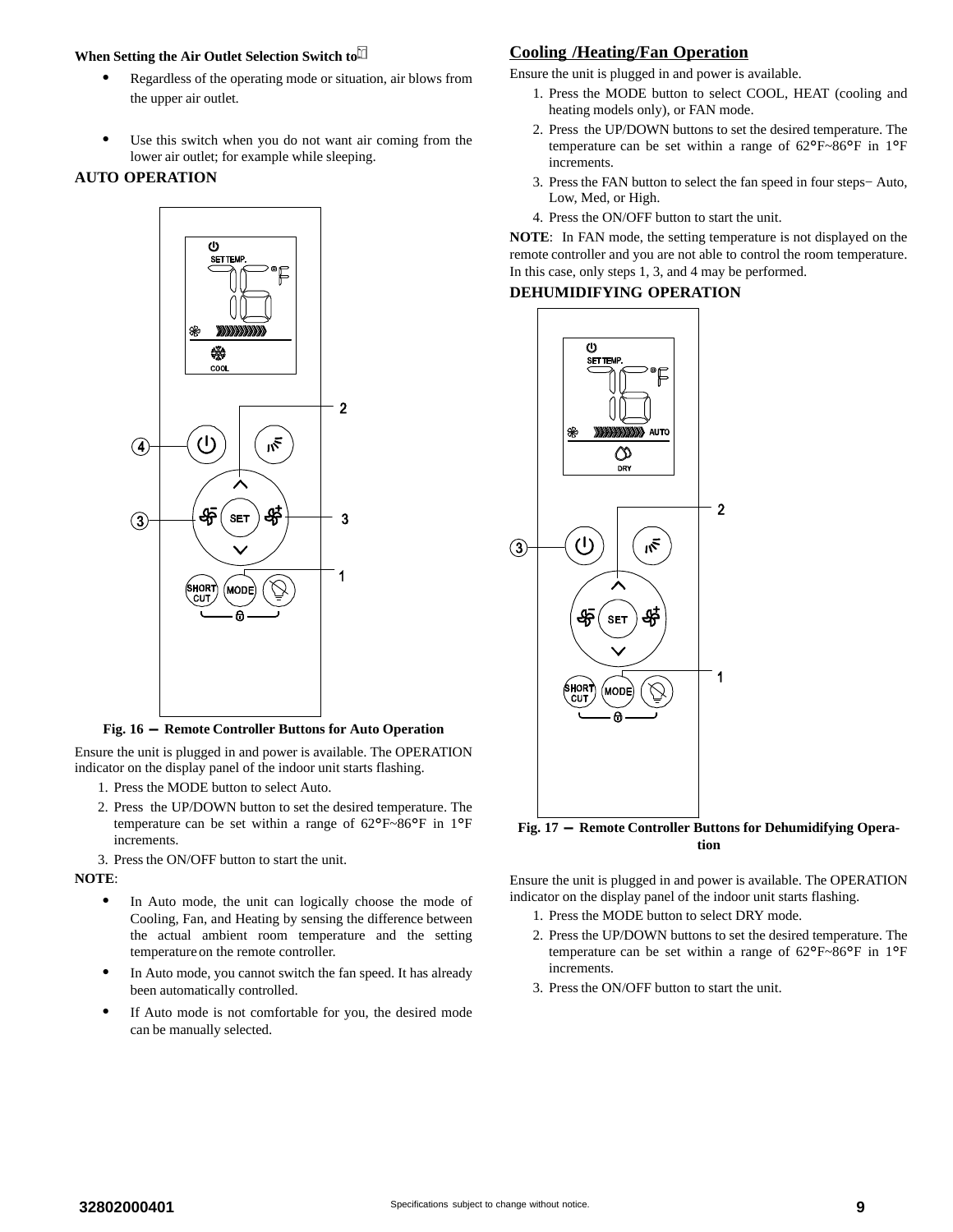**When Setting the Air Outlet Selection Switch to**

- Regardless of the operating mode or situation, air blows from the upper air outlet.
- Use this switch when you do not want air coming from the lower air outlet; for example while sleeping.

## AUTO OPERATION

Fig. 16 — Remote Controller Buttons for Auto Operation

Ensure the unit is plugged in and power is available. The OPERATION indicator on the display panel of the indoor unit starts flashing.

1. Press the MODE button to select Auto.
2. Press the UP/DOWN button to set the desired temperature. The temperature can be set within a range of 62°F~86°F in 1°F increments.
3. Press the ON/OFF button to start the unit.

**NOTE**:

- In Auto mode, the unit can logically choose the mode of Cooling, Fan, and Heating by sensing the difference between the actual ambient room temperature and the setting temperature on the remote controller.
- In Auto mode, you cannot switch the fan speed. It has already been automatically controlled.
- If Auto mode is not comfortable for you, the desired mode can be manually selected.

## Cooling /Heating/Fan Operation

Ensure the unit is plugged in and power is available.

1. Press the MODE button to select COOL, HEAT (cooling and heating models only), or FAN mode.
2. Press the UP/DOWN buttons to set the desired temperature. The temperature can be set within a range of 62°F~86°F in 1°F increments.
3. Press the FAN button to select the fan speed in four steps− Auto, Low, Med, or High.
4. Press the ON/OFF button to start the unit.

**NOTE**: In FAN mode, the setting temperature is not displayed on the remote controller and you are not able to control the room temperature. In this case, only steps 1, 3, and 4 may be performed.

## DEHUMIDIFYING OPERATION

Fig. 17 — Remote Controller Buttons for Dehumidifying Operation

Ensure the unit is plugged in and power is available. The OPERATION indicator on the display panel of the indoor unit starts flashing.

1. Press the MODE button to select DRY mode.
2. Press the UP/DOWN buttons to set the desired temperature. The temperature can be set within a range of 62°F~86°F in 1°F increments.
3. Press the ON/OFF button to start the unit.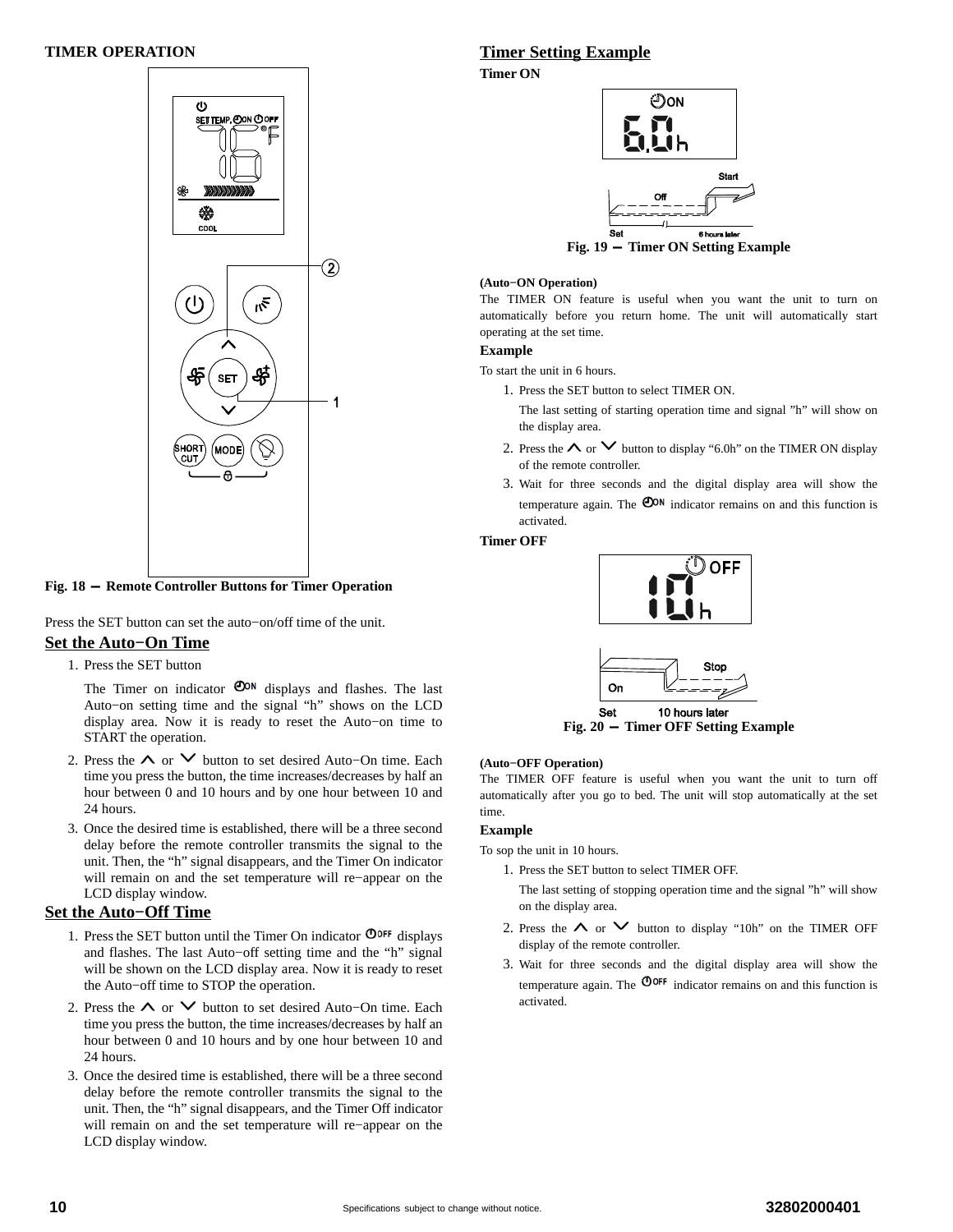## TIMER OPERATION

Fig. 18 — Remote Controller Buttons for Timer Operation

Press the SET button can set the auto−on/off time of the unit.

### Set the Auto−On Time

1. Press the SET button

   The Timer on indicator ⏲ON displays and flashes. The last Auto−on setting time and the signal “h” shows on the LCD display area. Now it is ready to reset the Auto−on time to START the operation.

2. Press the ∧ or ∨ button to set desired Auto−On time. Each time you press the button, the time increases/decreases by half an hour between 0 and 10 hours and by one hour between 10 and 24 hours.
3. Once the desired time is established, there will be a three second delay before the remote controller transmits the signal to the unit. Then, the “h” signal disappears, and the Timer On indicator will remain on and the set temperature will re−appear on the LCD display window.

### Set the Auto−Off Time

1. Press the SET button until the Timer On indicator ⏻OFF displays and flashes. The last Auto−off setting time and the “h” signal will be shown on the LCD display area. Now it is ready to reset the Auto−off time to STOP the operation.
2. Press the ∧ or ∨ button to set desired Auto−On time. Each time you press the button, the time increases/decreases by half an hour between 0 and 10 hours and by one hour between 10 and 24 hours.
3. Once the desired time is established, there will be a three second delay before the remote controller transmits the signal to the unit. Then, the “h” signal disappears, and the Timer Off indicator will remain on and the set temperature will re−appear on the LCD display window.

## Timer Setting Example

### Timer ON

Fig. 19 — Timer ON Setting Example

**(Auto−ON Operation)**

The TIMER ON feature is useful when you want the unit to turn on automatically before you return home. The unit will automatically start operating at the set time.

**Example**

To start the unit in 6 hours.

1. Press the SET button to select TIMER ON.

   The last setting of starting operation time and signal ”h” will show on the display area.

2. Press the ∧ or ∨ button to display “6.0h” on the TIMER ON display of the remote controller.
3. Wait for three seconds and the digital display area will show the temperature again. The ⏲ON indicator remains on and this function is activated.

### Timer OFF

Fig. 20 — Timer OFF Setting Example

**(Auto−OFF Operation)**

The TIMER OFF feature is useful when you want the unit to turn off automatically after you go to bed. The unit will stop automatically at the set time.

**Example**

To sop the unit in 10 hours.

1. Press the SET button to select TIMER OFF.

   The last setting of stopping operation time and the signal ”h” will show on the display area.

2. Press the ∧ or ∨ button to display “10h” on the TIMER OFF display of the remote controller.
3. Wait for three seconds and the digital display area will show the temperature again. The ⏻OFF indicator remains on and this function is activated.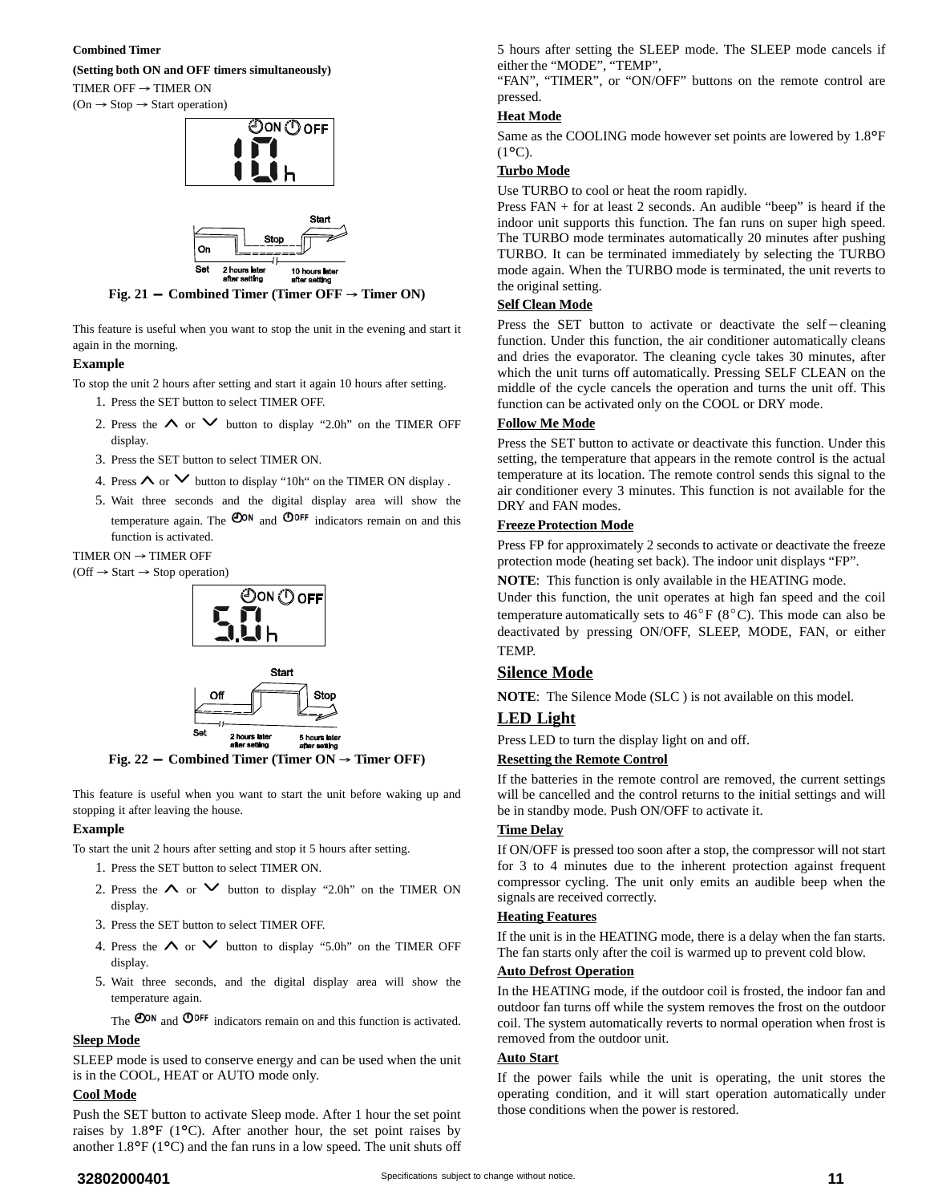**Combined Timer**

**(Setting both ON and OFF timers simultaneously)**

TIMER OFF → TIMER ON

(On → Stop → Start operation)

**Fig. 21 – Combined Timer (Timer OFF → Timer ON)**

This feature is useful when you want to stop the unit in the evening and start it again in the morning.

**Example**

To stop the unit 2 hours after setting and start it again 10 hours after setting.

1. Press the SET button to select TIMER OFF.
2. Press the ∧ or ∨ button to display "2.0h" on the TIMER OFF display.
3. Press the SET button to select TIMER ON.
4. Press ∧ or ∨ button to display "10h" on the TIMER ON display .
5. Wait three seconds and the digital display area will show the temperature again. The ON and OFF indicators remain on and this function is activated.

TIMER ON → TIMER OFF

(Off → Start → Stop operation)

**Fig. 22 – Combined Timer (Timer ON → Timer OFF)**

This feature is useful when you want to start the unit before waking up and stopping it after leaving the house.

**Example**

To start the unit 2 hours after setting and stop it 5 hours after setting.

1. Press the SET button to select TIMER ON.
2. Press the ∧ or ∨ button to display "2.0h" on the TIMER ON display.
3. Press the SET button to select TIMER OFF.
4. Press the ∧ or ∨ button to display "5.0h" on the TIMER OFF display.
5. Wait three seconds, and the digital display area will show the temperature again.

   The ON and OFF indicators remain on and this function is activated.

**Sleep Mode**

SLEEP mode is used to conserve energy and can be used when the unit is in the COOL, HEAT or AUTO mode only.

**Cool Mode**

Push the SET button to activate Sleep mode. After 1 hour the set point raises by 1.8°F (1°C). After another hour, the set point raises by another 1.8°F (1°C) and the fan runs in a low speed. The unit shuts off 5 hours after setting the SLEEP mode. The SLEEP mode cancels if either the "MODE", "TEMP", "FAN", "TIMER", or "ON/OFF" buttons on the remote control are pressed.

**Heat Mode**

Same as the COOLING mode however set points are lowered by 1.8°F (1°C).

**Turbo Mode**

Use TURBO to cool or heat the room rapidly.

Press FAN + for at least 2 seconds. An audible "beep" is heard if the indoor unit supports this function. The fan runs on super high speed. The TURBO mode terminates automatically 20 minutes after pushing TURBO. It can be terminated immediately by selecting the TURBO mode again. When the TURBO mode is terminated, the unit reverts to the original setting.

**Self Clean Mode**

Press the SET button to activate or deactivate the self–cleaning function. Under this function, the air conditioner automatically cleans and dries the evaporator. The cleaning cycle takes 30 minutes, after which the unit turns off automatically. Pressing SELF CLEAN on the middle of the cycle cancels the operation and turns the unit off. This function can be activated only on the COOL or DRY mode.

**Follow Me Mode**

Press the SET button to activate or deactivate this function. Under this setting, the temperature that appears in the remote control is the actual temperature at its location. The remote control sends this signal to the air conditioner every 3 minutes. This function is not available for the DRY and FAN modes.

**Freeze Protection Mode**

Press FP for approximately 2 seconds to activate or deactivate the freeze protection mode (heating set back). The indoor unit displays "FP".

**NOTE**: This function is only available in the HEATING mode.

Under this function, the unit operates at high fan speed and the coil temperature automatically sets to 46°F (8°C). This mode can also be deactivated by pressing ON/OFF, SLEEP, MODE, FAN, or either TEMP.

## Silence Mode

**NOTE**: The Silence Mode (SLC ) is not available on this model.

## LED Light

Press LED to turn the display light on and off.

**Resetting the Remote Control**

If the batteries in the remote control are removed, the current settings will be cancelled and the control returns to the initial settings and will be in standby mode. Push ON/OFF to activate it.

**Time Delay**

If ON/OFF is pressed too soon after a stop, the compressor will not start for 3 to 4 minutes due to the inherent protection against frequent compressor cycling. The unit only emits an audible beep when the signals are received correctly.

**Heating Features**

If the unit is in the HEATING mode, there is a delay when the fan starts. The fan starts only after the coil is warmed up to prevent cold blow.

**Auto Defrost Operation**

In the HEATING mode, if the outdoor coil is frosted, the indoor fan and outdoor fan turns off while the system removes the frost on the outdoor coil. The system automatically reverts to normal operation when frost is removed from the outdoor unit.

**Auto Start**

If the power fails while the unit is operating, the unit stores the operating condition, and it will start operation automatically under those conditions when the power is restored.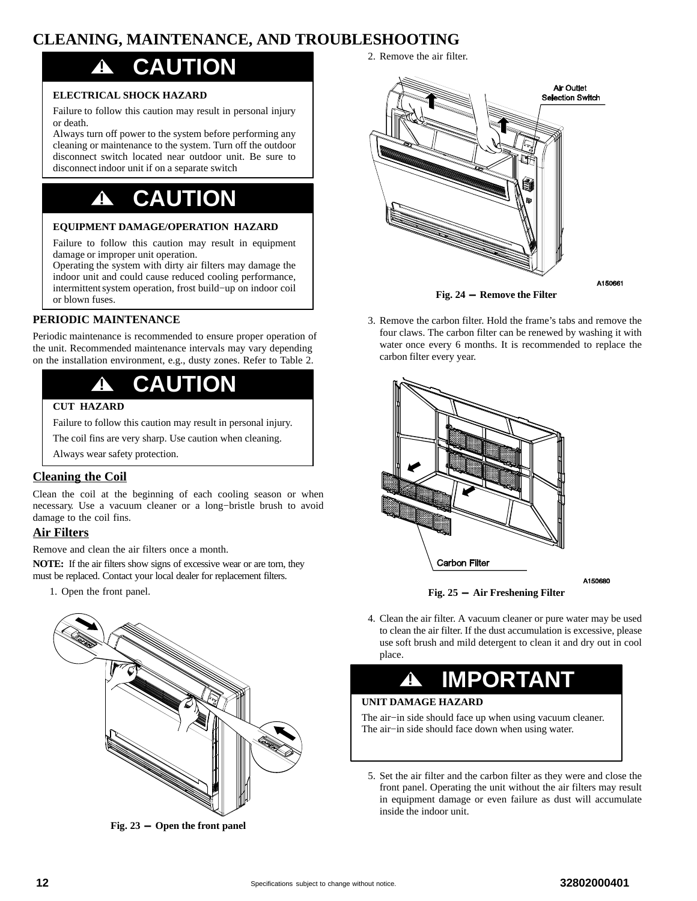## CLEANING, MAINTENANCE, AND TROUBLESHOOTING

**⚠ CAUTION**

**ELECTRICAL SHOCK HAZARD**

Failure to follow this caution may result in personal injury or death.
Always turn off power to the system before performing any cleaning or maintenance to the system. Turn off the outdoor disconnect switch located near outdoor unit. Be sure to disconnect indoor unit if on a separate switch

**⚠ CAUTION**

**EQUIPMENT DAMAGE/OPERATION HAZARD**

Failure to follow this caution may result in equipment damage or improper unit operation.
Operating the system with dirty air filters may damage the indoor unit and could cause reduced cooling performance, intermittent system operation, frost build−up on indoor coil or blown fuses.

### PERIODIC MAINTENANCE

Periodic maintenance is recommended to ensure proper operation of the unit. Recommended maintenance intervals may vary depending on the installation environment, e.g., dusty zones. Refer to Table 2.

**⚠ CAUTION**

**CUT HAZARD**

Failure to follow this caution may result in personal injury.

The coil fins are very sharp. Use caution when cleaning.

Always wear safety protection.

### Cleaning the Coil

Clean the coil at the beginning of each cooling season or when necessary. Use a vacuum cleaner or a long−bristle brush to avoid damage to the coil fins.

### Air Filters

Remove and clean the air filters once a month.

**NOTE:** If the air filters show signs of excessive wear or are torn, they must be replaced. Contact your local dealer for replacement filters.

1. Open the front panel.

Fig. 23 − Open the front panel

2. Remove the air filter.

Air Outlet Selection Switch

A150661

Fig. 24 − Remove the Filter

3. Remove the carbon filter. Hold the frame's tabs and remove the four claws. The carbon filter can be renewed by washing it with water once every 6 months. It is recommended to replace the carbon filter every year.

Carbon Filter

A150680

Fig. 25 − Air Freshening Filter

4. Clean the air filter. A vacuum cleaner or pure water may be used to clean the air filter. If the dust accumulation is excessive, please use soft brush and mild detergent to clean it and dry out in cool place.

**⚠ IMPORTANT**

**UNIT DAMAGE HAZARD**

The air−in side should face up when using vacuum cleaner.
The air−in side should face down when using water.

5. Set the air filter and the carbon filter as they were and close the front panel. Operating the unit without the air filters may result in equipment damage or even failure as dust will accumulate inside the indoor unit.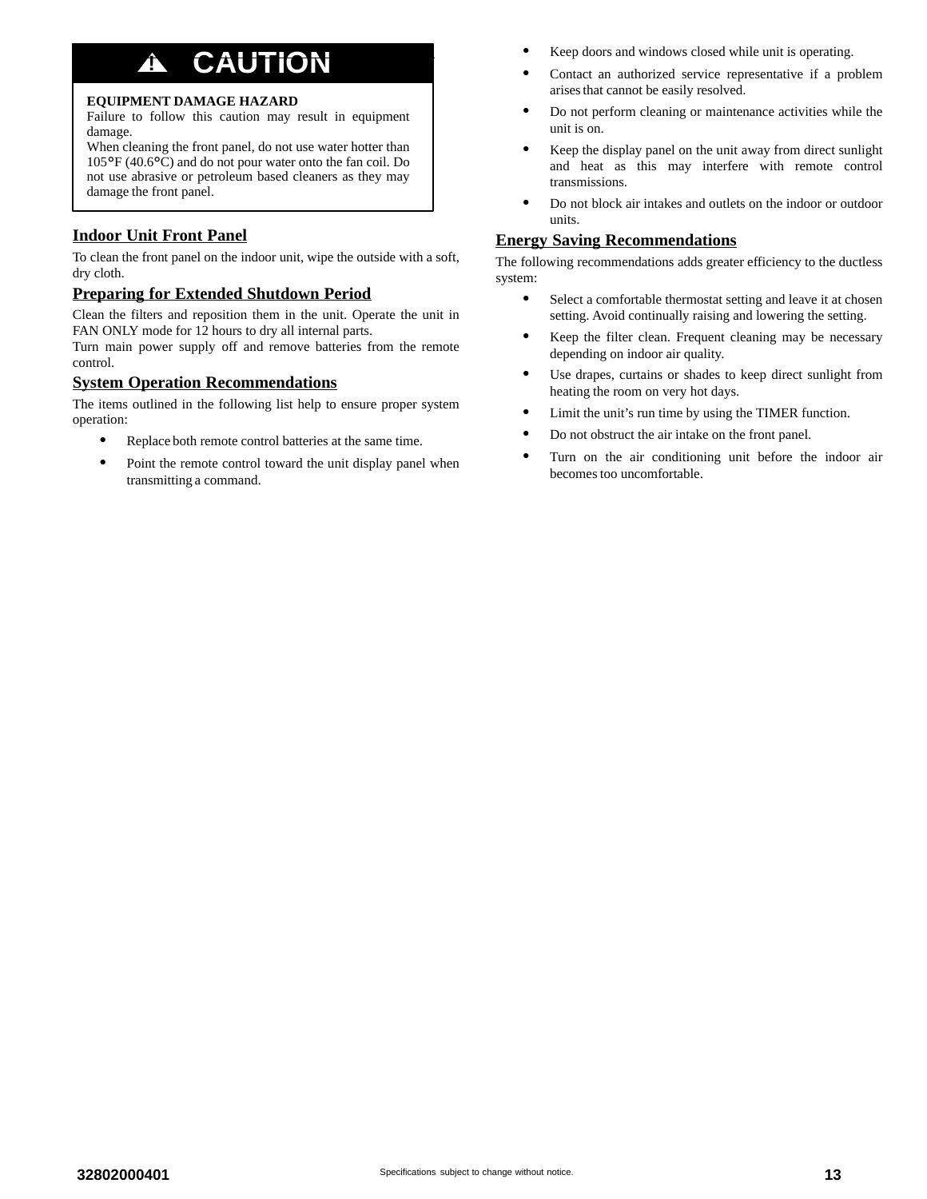**⚠ CAUTION**

**EQUIPMENT DAMAGE HAZARD**

Failure to follow this caution may result in equipment damage.

When cleaning the front panel, do not use water hotter than 105°F (40.6°C) and do not pour water onto the fan coil. Do not use abrasive or petroleum based cleaners as they may damage the front panel.

## Indoor Unit Front Panel

To clean the front panel on the indoor unit, wipe the outside with a soft, dry cloth.

## Preparing for Extended Shutdown Period

Clean the filters and reposition them in the unit. Operate the unit in FAN ONLY mode for 12 hours to dry all internal parts.

Turn main power supply off and remove batteries from the remote control.

## System Operation Recommendations

The items outlined in the following list help to ensure proper system operation:

- Replace both remote control batteries at the same time.
- Point the remote control toward the unit display panel when transmitting a command.
- Keep doors and windows closed while unit is operating.
- Contact an authorized service representative if a problem arises that cannot be easily resolved.
- Do not perform cleaning or maintenance activities while the unit is on.
- Keep the display panel on the unit away from direct sunlight and heat as this may interfere with remote control transmissions.
- Do not block air intakes and outlets on the indoor or outdoor units.

## Energy Saving Recommendations

The following recommendations adds greater efficiency to the ductless system:

- Select a comfortable thermostat setting and leave it at chosen setting. Avoid continually raising and lowering the setting.
- Keep the filter clean. Frequent cleaning may be necessary depending on indoor air quality.
- Use drapes, curtains or shades to keep direct sunlight from heating the room on very hot days.
- Limit the unit's run time by using the TIMER function.
- Do not obstruct the air intake on the front panel.
- Turn on the air conditioning unit before the indoor air becomes too uncomfortable.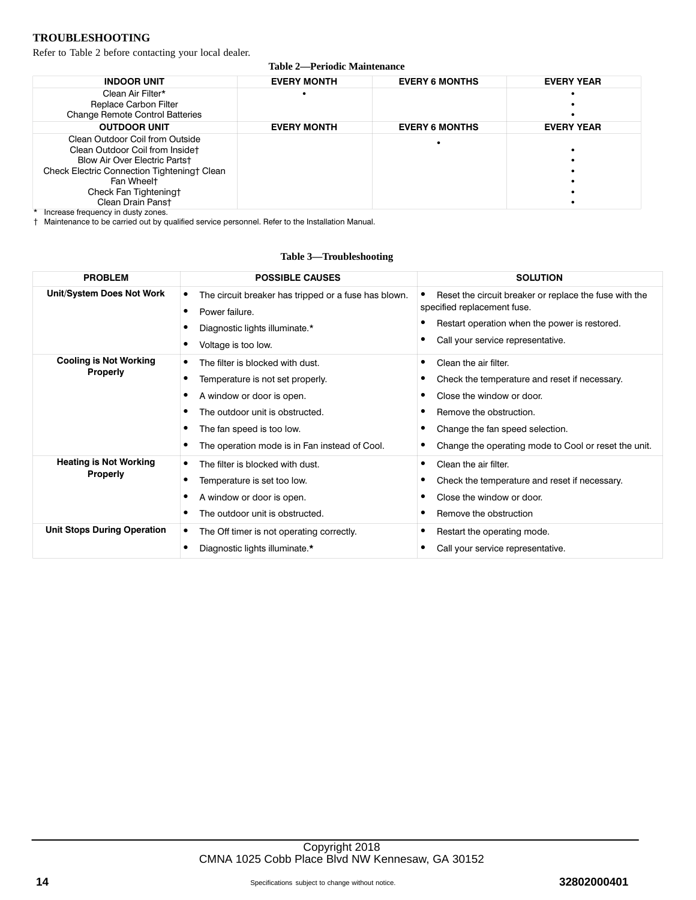## TROUBLESHOOTING

Refer to Table 2 before contacting your local dealer.

**Table 2—Periodic Maintenance**

| INDOOR UNIT | EVERY MONTH | EVERY 6 MONTHS | EVERY YEAR |
|---|---|---|---|
| Clean Air Filter* | • | | |
| Replace Carbon Filter | | | • |
| Change Remote Control Batteries | | | • |
| **OUTDOOR UNIT** | **EVERY MONTH** | **EVERY 6 MONTHS** | **EVERY YEAR** |
| Clean Outdoor Coil from Outside | | • | |
| Clean Outdoor Coil from Inside† | | | • |
| Blow Air Over Electric Parts† | | | • |
| Check Electric Connection Tightening† | | | • |
| Clean Fan Wheel† | | | • |
| Check Fan Tightening† | | | • |
| Clean Drain Pans† | | | • |

\* Increase frequency in dusty zones.

† Maintenance to be carried out by qualified service personnel. Refer to the Installation Manual.

**Table 3—Troubleshooting**

| PROBLEM | POSSIBLE CAUSES | SOLUTION |
|---|---|---|
| **Unit/System Does Not Work** | • The circuit breaker has tripped or a fuse has blown.<br>• Power failure.<br>• Diagnostic lights illuminate.*<br>• Voltage is too low. | • Reset the circuit breaker or replace the fuse with the specified replacement fuse.<br>• Restart operation when the power is restored.<br>• Call your service representative. |
| **Cooling is Not Working Properly** | • The filter is blocked with dust.<br>• Temperature is not set properly.<br>• A window or door is open.<br>• The outdoor unit is obstructed.<br>• The fan speed is too low.<br>• The operation mode is in Fan instead of Cool. | • Clean the air filter.<br>• Check the temperature and reset if necessary.<br>• Close the window or door.<br>• Remove the obstruction.<br>• Change the fan speed selection.<br>• Change the operating mode to Cool or reset the unit. |
| **Heating is Not Working Properly** | • The filter is blocked with dust.<br>• Temperature is set too low.<br>• A window or door is open.<br>• The outdoor unit is obstructed. | • Clean the air filter.<br>• Check the temperature and reset if necessary.<br>• Close the window or door.<br>• Remove the obstruction |
| **Unit Stops During Operation** | • The Off timer is not operating correctly.<br>• Diagnostic lights illuminate.* | • Restart the operating mode.<br>• Call your service representative. |

Copyright 2018
CMNA 1025 Cobb Place Blvd NW Kennesaw, GA 30152

Specifications subject to change without notice.

32802000401